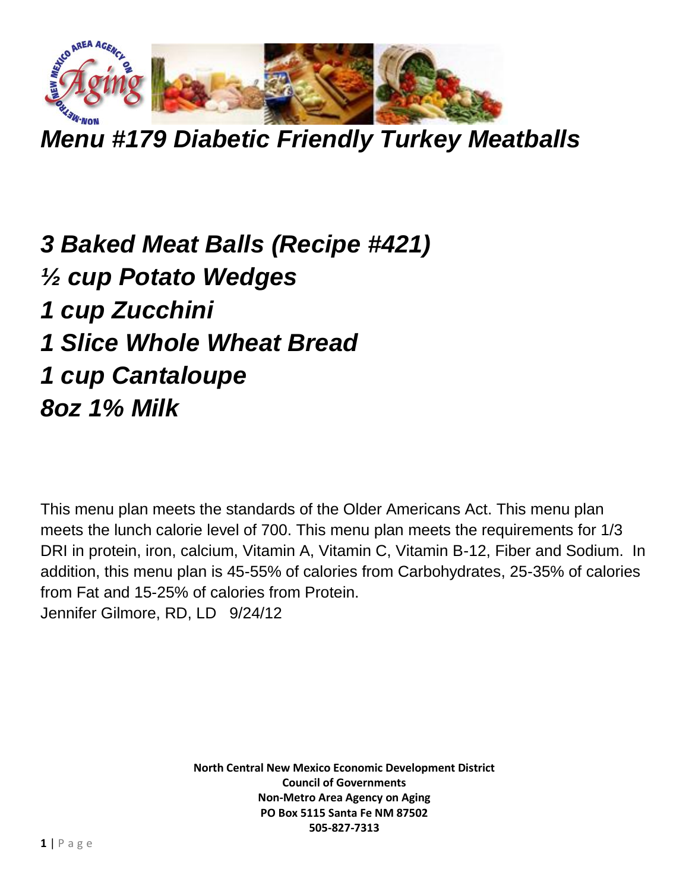# *Menu #179 Diabetic Friendly Turkey Meatballs*

***3 Baked Meat Balls (Recipe #421)***
***½ cup Potato Wedges***
***1 cup Zucchini***
***1 Slice Whole Wheat Bread***
***1 cup Cantaloupe***
***8oz 1% Milk***

This menu plan meets the standards of the Older Americans Act. This menu plan meets the lunch calorie level of 700. This menu plan meets the requirements for 1/3 DRI in protein, iron, calcium, Vitamin A, Vitamin C, Vitamin B-12, Fiber and Sodium. In addition, this menu plan is 45-55% of calories from Carbohydrates, 25-35% of calories from Fat and 15-25% of calories from Protein.
Jennifer Gilmore, RD, LD 9/24/12

**North Central New Mexico Economic Development District**
**Council of Governments**
**Non-Metro Area Agency on Aging**
**PO Box 5115 Santa Fe NM 87502**
**505-827-7313**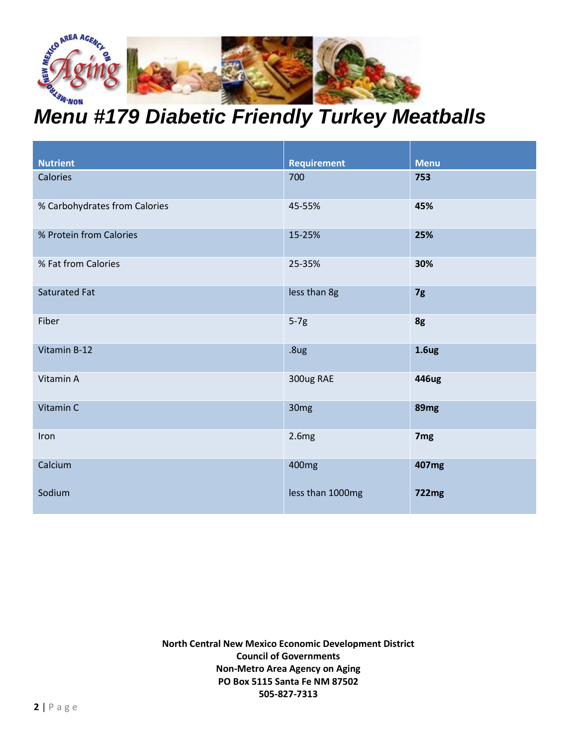# *Menu #179 Diabetic Friendly Turkey Meatballs*

| Nutrient | Requirement | Menu |
|---|---|---|
| Calories | 700 | **753** |
| % Carbohydrates from Calories | 45-55% | **45%** |
| % Protein from Calories | 15-25% | **25%** |
| % Fat from Calories | 25-35% | **30%** |
| Saturated Fat | less than 8g | **7g** |
| Fiber | 5-7g | **8g** |
| Vitamin B-12 | .8ug | **1.6ug** |
| Vitamin A | 300ug RAE | **446ug** |
| Vitamin C | 30mg | **89mg** |
| Iron | 2.6mg | **7mg** |
| Calcium | 400mg | **407mg** |
| Sodium | less than 1000mg | **722mg** |

**North Central New Mexico Economic Development District**
**Council of Governments**
**Non-Metro Area Agency on Aging**
**PO Box 5115 Santa Fe NM 87502**
**505-827-7313**